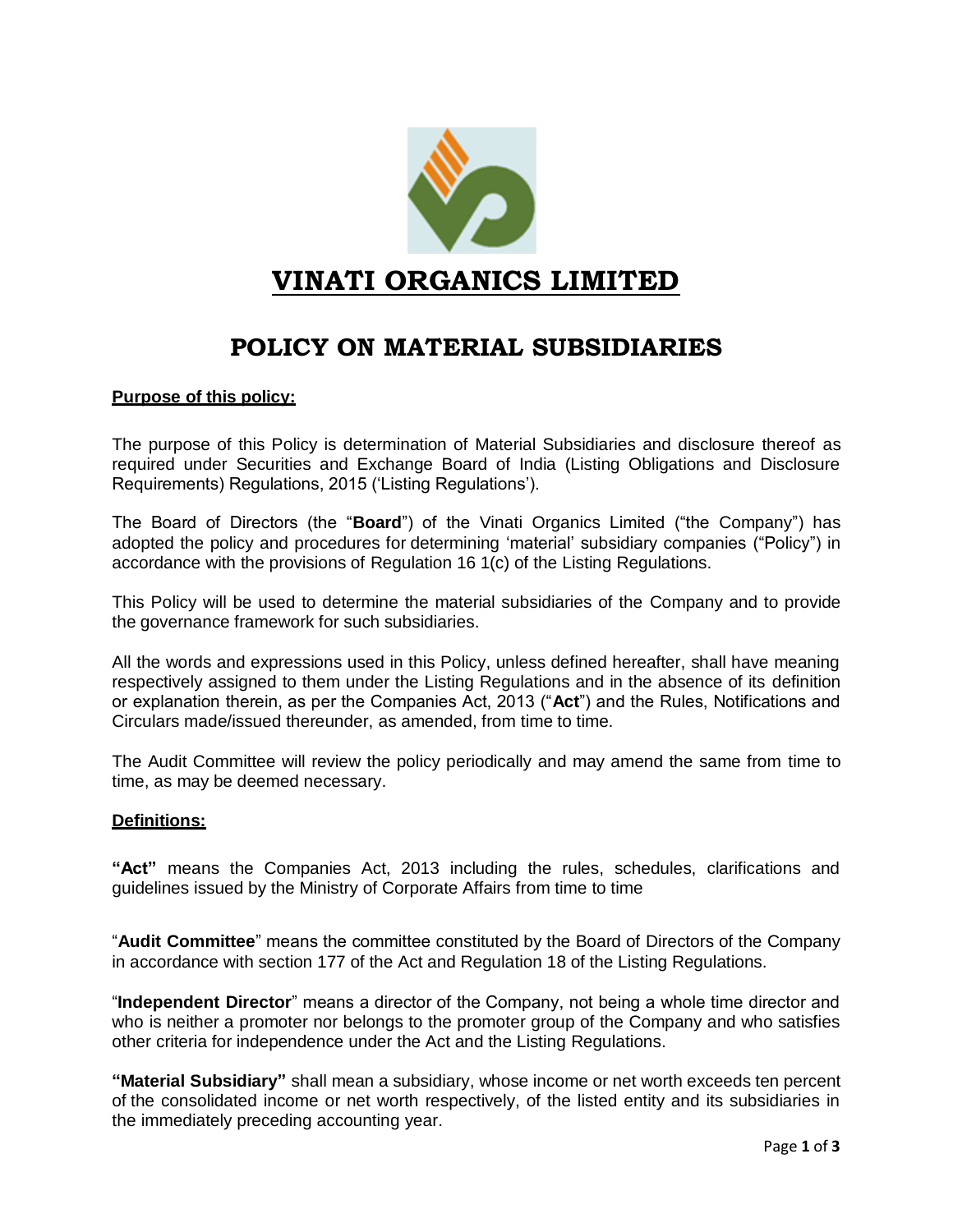# VINATI ORGANICS LIMITED

## POLICY ON MATERIAL SUBSIDIARIES

**Purpose of this policy:**

The purpose of this Policy is determination of Material Subsidiaries and disclosure thereof as required under Securities and Exchange Board of India (Listing Obligations and Disclosure Requirements) Regulations, 2015 ('Listing Regulations').

The Board of Directors (the "**Board**") of the Vinati Organics Limited ("the Company") has adopted the policy and procedures for determining 'material' subsidiary companies ("Policy") in accordance with the provisions of Regulation 16 1(c) of the Listing Regulations.

This Policy will be used to determine the material subsidiaries of the Company and to provide the governance framework for such subsidiaries.

All the words and expressions used in this Policy, unless defined hereafter, shall have meaning respectively assigned to them under the Listing Regulations and in the absence of its definition or explanation therein, as per the Companies Act, 2013 ("**Act**") and the Rules, Notifications and Circulars made/issued thereunder, as amended, from time to time.

The Audit Committee will review the policy periodically and may amend the same from time to time, as may be deemed necessary.

**Definitions:**

**"Act"** means the Companies Act, 2013 including the rules, schedules, clarifications and guidelines issued by the Ministry of Corporate Affairs from time to time

"**Audit Committee**" means the committee constituted by the Board of Directors of the Company in accordance with section 177 of the Act and Regulation 18 of the Listing Regulations.

"**Independent Director**" means a director of the Company, not being a whole time director and who is neither a promoter nor belongs to the promoter group of the Company and who satisfies other criteria for independence under the Act and the Listing Regulations.

**"Material Subsidiary"** shall mean a subsidiary, whose income or net worth exceeds ten percent of the consolidated income or net worth respectively, of the listed entity and its subsidiaries in the immediately preceding accounting year.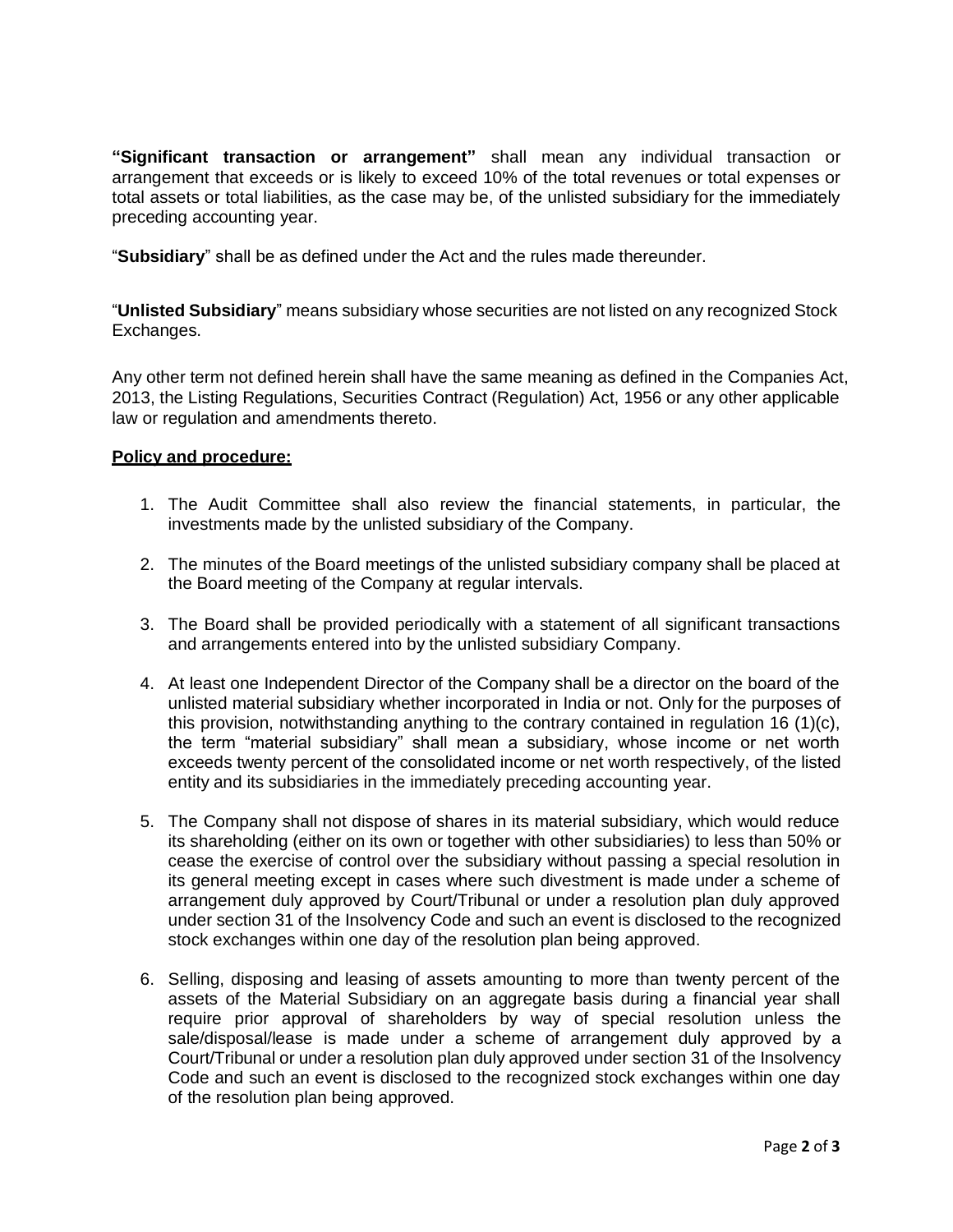**"Significant transaction or arrangement"** shall mean any individual transaction or arrangement that exceeds or is likely to exceed 10% of the total revenues or total expenses or total assets or total liabilities, as the case may be, of the unlisted subsidiary for the immediately preceding accounting year.

"**Subsidiary**" shall be as defined under the Act and the rules made thereunder.

"**Unlisted Subsidiary**" means subsidiary whose securities are not listed on any recognized Stock Exchanges.

Any other term not defined herein shall have the same meaning as defined in the Companies Act, 2013, the Listing Regulations, Securities Contract (Regulation) Act, 1956 or any other applicable law or regulation and amendments thereto.

**Policy and procedure:**

1. The Audit Committee shall also review the financial statements, in particular, the investments made by the unlisted subsidiary of the Company.

2. The minutes of the Board meetings of the unlisted subsidiary company shall be placed at the Board meeting of the Company at regular intervals.

3. The Board shall be provided periodically with a statement of all significant transactions and arrangements entered into by the unlisted subsidiary Company.

4. At least one Independent Director of the Company shall be a director on the board of the unlisted material subsidiary whether incorporated in India or not. Only for the purposes of this provision, notwithstanding anything to the contrary contained in regulation 16 (1)(c), the term "material subsidiary" shall mean a subsidiary, whose income or net worth exceeds twenty percent of the consolidated income or net worth respectively, of the listed entity and its subsidiaries in the immediately preceding accounting year.

5. The Company shall not dispose of shares in its material subsidiary, which would reduce its shareholding (either on its own or together with other subsidiaries) to less than 50% or cease the exercise of control over the subsidiary without passing a special resolution in its general meeting except in cases where such divestment is made under a scheme of arrangement duly approved by Court/Tribunal or under a resolution plan duly approved under section 31 of the Insolvency Code and such an event is disclosed to the recognized stock exchanges within one day of the resolution plan being approved.

6. Selling, disposing and leasing of assets amounting to more than twenty percent of the assets of the Material Subsidiary on an aggregate basis during a financial year shall require prior approval of shareholders by way of special resolution unless the sale/disposal/lease is made under a scheme of arrangement duly approved by a Court/Tribunal or under a resolution plan duly approved under section 31 of the Insolvency Code and such an event is disclosed to the recognized stock exchanges within one day of the resolution plan being approved.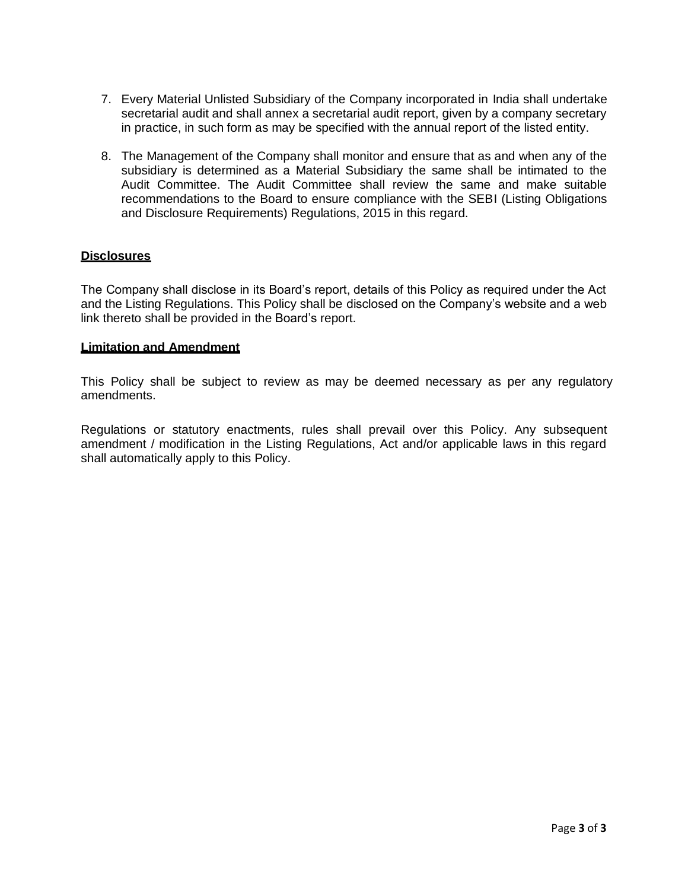7. Every Material Unlisted Subsidiary of the Company incorporated in India shall undertake secretarial audit and shall annex a secretarial audit report, given by a company secretary in practice, in such form as may be specified with the annual report of the listed entity.

8. The Management of the Company shall monitor and ensure that as and when any of the subsidiary is determined as a Material Subsidiary the same shall be intimated to the Audit Committee. The Audit Committee shall review the same and make suitable recommendations to the Board to ensure compliance with the SEBI (Listing Obligations and Disclosure Requirements) Regulations, 2015 in this regard.

## Disclosures

The Company shall disclose in its Board's report, details of this Policy as required under the Act and the Listing Regulations. This Policy shall be disclosed on the Company's website and a web link thereto shall be provided in the Board's report.

## Limitation and Amendment

This Policy shall be subject to review as may be deemed necessary as per any regulatory amendments.

Regulations or statutory enactments, rules shall prevail over this Policy. Any subsequent amendment / modification in the Listing Regulations, Act and/or applicable laws in this regard shall automatically apply to this Policy.